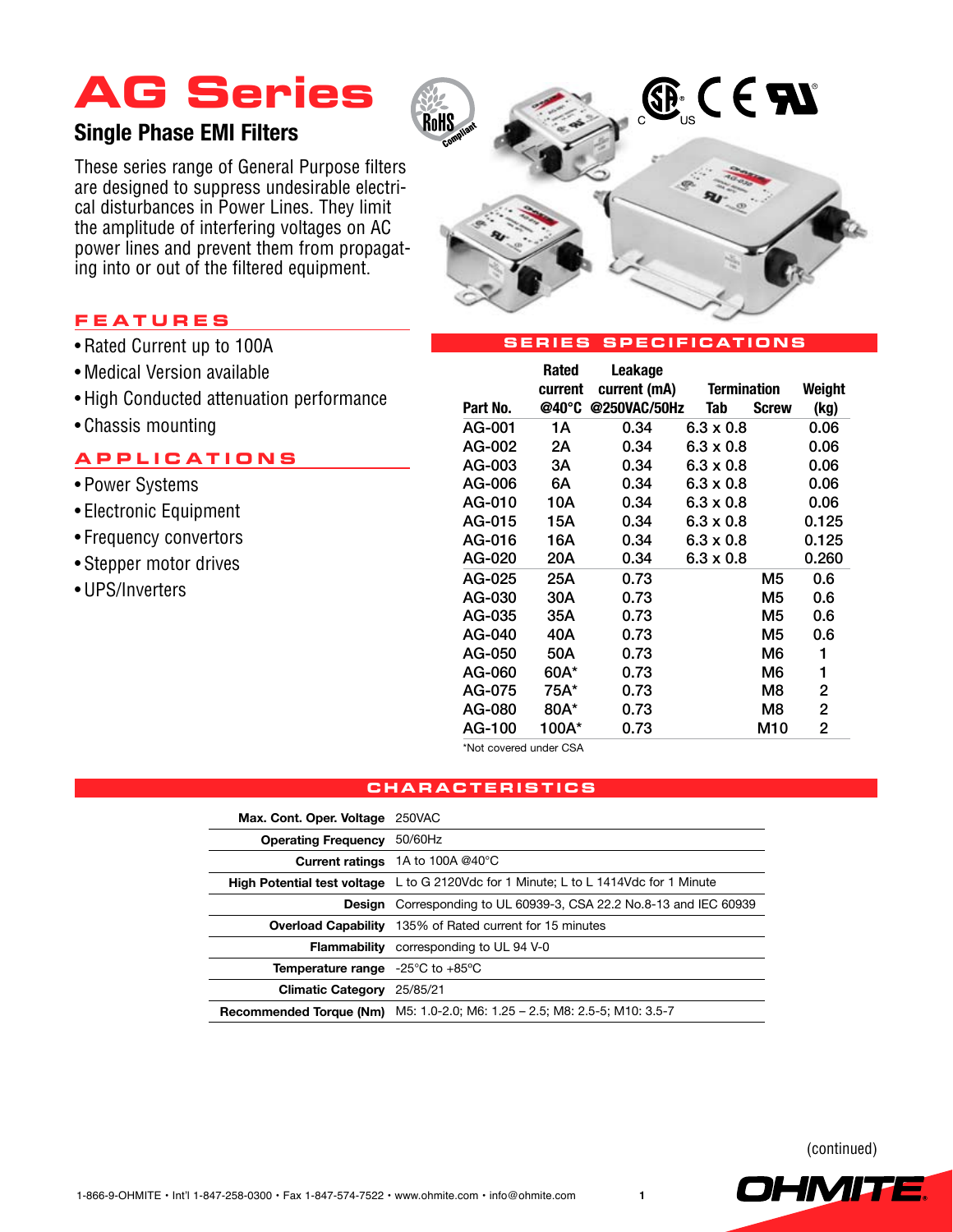# AG Series

## Single Phase EMI Filters

These series range of General Purpose filters are designed to suppress undesirable electrical disturbances in Power Lines. They limit the amplitude of interfering voltages on AC power lines and prevent them from propagating into or out of the filtered equipment.

### FEATURES

- Rated Current up to 100A
- Medical Version available
- High Conducted attenuation performance
- Chassis mounting

### APPLICATIONS

- Power Systems
- Electronic Equipment
- Frequency convertors
- Stepper motor drives
- UPS/Inverters

### SERIES SPECIFICATIONS

| Part No. | Rated current @40°C | Leakage current (mA) @250VAC/50Hz | Termination Tab | Termination Screw | Weight (kg) |
|---|---|---|---|---|---|
| AG-001 | 1A | 0.34 | 6.3 x 0.8 | | 0.06 |
| AG-002 | 2A | 0.34 | 6.3 x 0.8 | | 0.06 |
| AG-003 | 3A | 0.34 | 6.3 x 0.8 | | 0.06 |
| AG-006 | 6A | 0.34 | 6.3 x 0.8 | | 0.06 |
| AG-010 | 10A | 0.34 | 6.3 x 0.8 | | 0.06 |
| AG-015 | 15A | 0.34 | 6.3 x 0.8 | | 0.125 |
| AG-016 | 16A | 0.34 | 6.3 x 0.8 | | 0.125 |
| AG-020 | 20A | 0.34 | 6.3 x 0.8 | | 0.260 |
| AG-025 | 25A | 0.73 | | M5 | 0.6 |
| AG-030 | 30A | 0.73 | | M5 | 0.6 |
| AG-035 | 35A | 0.73 | | M5 | 0.6 |
| AG-040 | 40A | 0.73 | | M5 | 0.6 |
| AG-050 | 50A | 0.73 | | M6 | 1 |
| AG-060 | 60A* | 0.73 | | M6 | 1 |
| AG-075 | 75A* | 0.73 | | M8 | 2 |
| AG-080 | 80A* | 0.73 | | M8 | 2 |
| AG-100 | 100A* | 0.73 | | M10 | 2 |

*Not covered under CSA

### CHARACTERISTICS

| | |
|---|---|
| **Max. Cont. Oper. Voltage** | 250VAC |
| **Operating Frequency** | 50/60Hz |
| **Current ratings** | 1A to 100A @40°C |
| **High Potential test voltage** | L to G 2120Vdc for 1 Minute; L to L 1414Vdc for 1 Minute |
| **Design** | Corresponding to UL 60939-3, CSA 22.2 No.8-13 and IEC 60939 |
| **Overload Capability** | 135% of Rated current for 15 minutes |
| **Flammability** | corresponding to UL 94 V-0 |
| **Temperature range** | -25°C to +85°C |
| **Climatic Category** | 25/85/21 |
| **Recommended Torque (Nm)** | M5: 1.0-2.0; M6: 1.25 – 2.5; M8: 2.5-5; M10: 3.5-7 |

(continued)

1-866-9-OHMITE • Int'l 1-847-258-0300 • Fax 1-847-574-7522 • www.ohmite.com • info@ohmite.com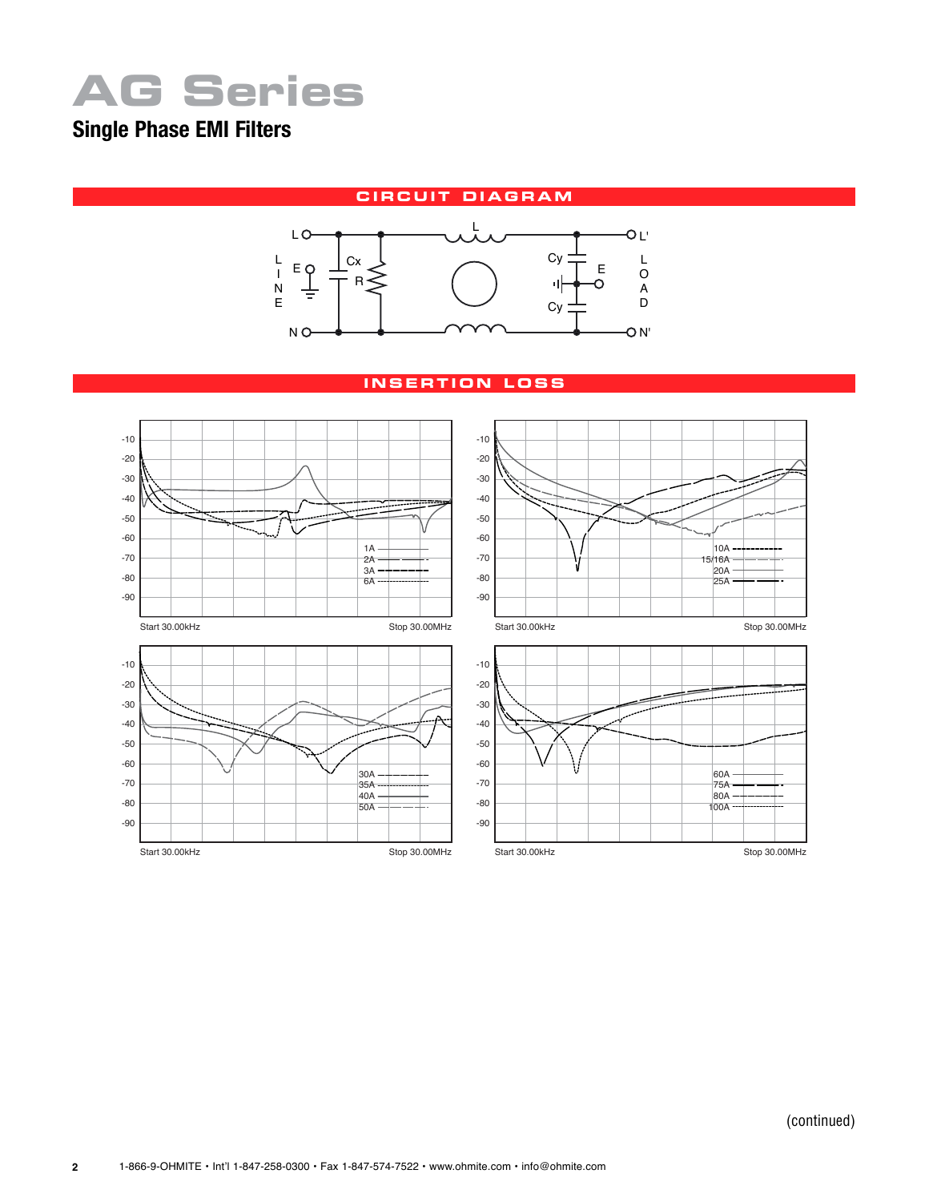# AG Series

## Single Phase EMI Filters

### CIRCUIT DIAGRAM

L, E, N, Cx, R, L, Cy, E, Cy, L', N'

LINE — LOAD

### INSERTION LOSS

-10
-20
-30
-40
-50
-60
-70
-80
-90

Start 30.00kHz — Stop 30.00MHz

1A
2A
3A
6A

-10
-20
-30
-40
-50
-60
-70
-80
-90

Start 30.00kHz — Stop 30.00MHz

10A
15/16A
20A
25A

-10
-20
-30
-40
-50
-60
-70
-80
-90

Start 30.00kHz — Stop 30.00MHz

30A
35A
40A
50A

-10
-20
-30
-40
-50
-60
-70
-80
-90

Start 30.00kHz — Stop 30.00MHz

60A
75A
80A
100A

(continued)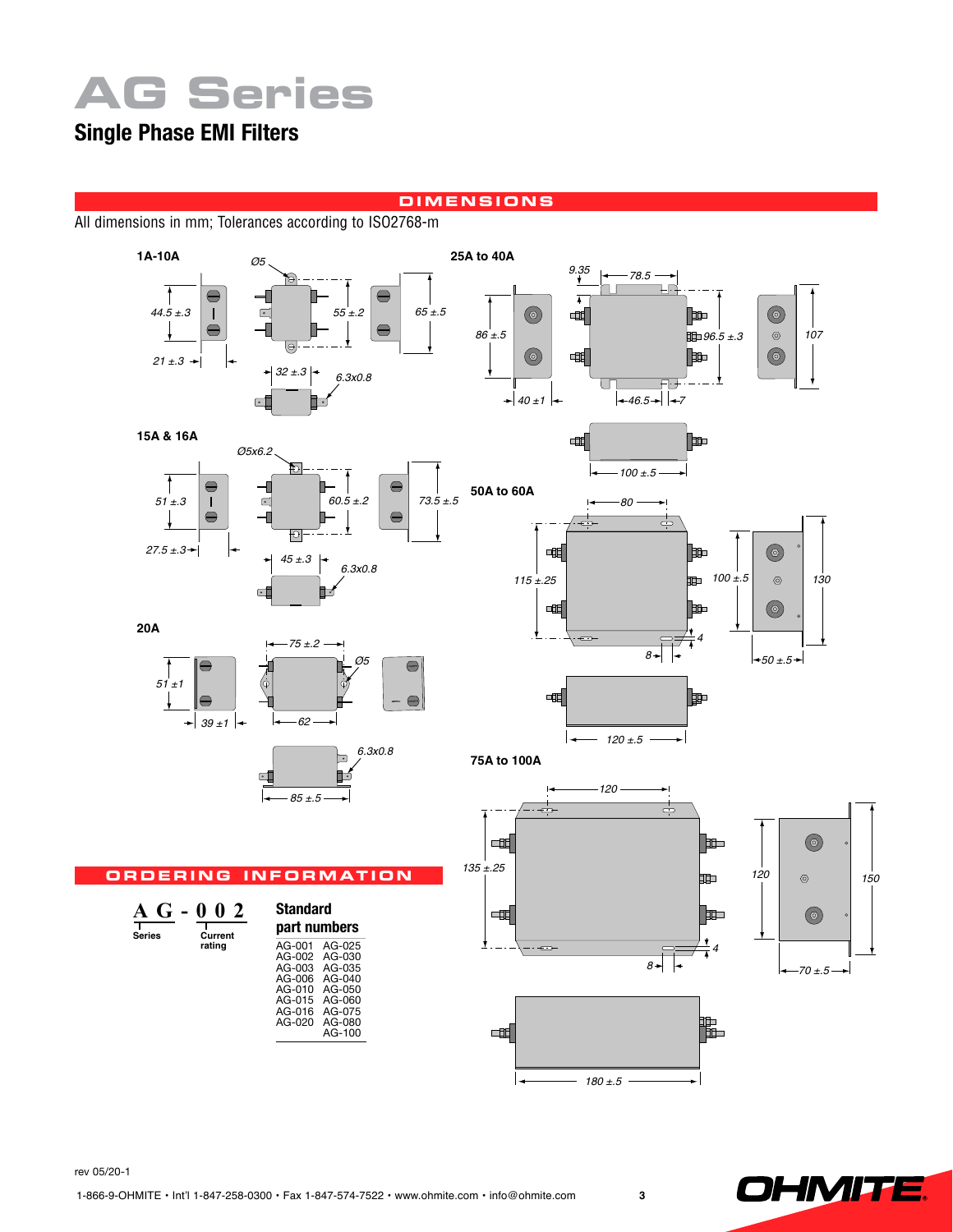# AG Series

## Single Phase EMI Filters

## DIMENSIONS

All dimensions in mm; Tolerances according to ISO2768-m

**1A-10A**

Ø5
44.5 ±.3
55 ±.2
65 ±.5
21 ±.3
32 ±.3
6.3x0.8

**15A & 16A**

Ø5x6.2
51 ±.3
60.5 ±.2
73.5 ±.5
27.5 ±.3
45 ±.3
6.3x0.8

**20A**

75 ±.2
Ø5
51 ±1
39 ±1
62
6.3x0.8
85 ±.5

**25A to 40A**

9.35
78.5
86 ±.5
96.5 ±.3
107
40 ±1
46.5
7
100 ±.5

**50A to 60A**

80
115 ±.25
100 ±.5
130
4
8
50 ±.5
120 ±.5

**75A to 100A**

120
135 ±.25
120
150
4
8
70 ±.5
180 ±.5

## ORDERING INFORMATION

**A G - 0 0 2**

Series — Current rating

**Standard part numbers**

| | |
|---|---|
| AG-001 | AG-025 |
| AG-002 | AG-030 |
| AG-003 | AG-035 |
| AG-006 | AG-040 |
| AG-010 | AG-050 |
| AG-015 | AG-060 |
| AG-016 | AG-075 |
| AG-020 | AG-080 |
| | AG-100 |

rev 05/20-1

1-866-9-OHMITE • Int'l 1-847-258-0300 • Fax 1-847-574-7522 • www.ohmite.com • info@ohmite.com

OHMITE